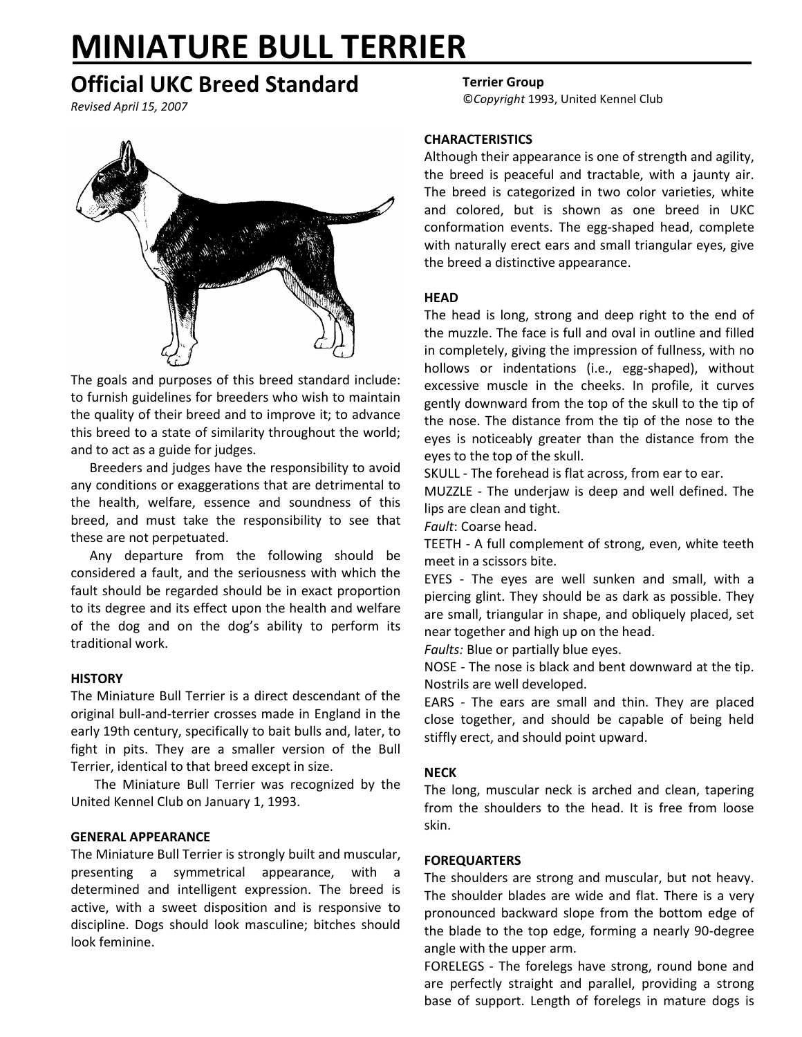# MINIATURE BULL TERRIER

## Official UKC Breed Standard

*Revised April 15, 2007*

**Terrier Group**

©*Copyright* 1993, United Kennel Club

The goals and purposes of this breed standard include: to furnish guidelines for breeders who wish to maintain the quality of their breed and to improve it; to advance this breed to a state of similarity throughout the world; and to act as a guide for judges.

Breeders and judges have the responsibility to avoid any conditions or exaggerations that are detrimental to the health, welfare, essence and soundness of this breed, and must take the responsibility to see that these are not perpetuated.

Any departure from the following should be considered a fault, and the seriousness with which the fault should be regarded should be in exact proportion to its degree and its effect upon the health and welfare of the dog and on the dog's ability to perform its traditional work.

**HISTORY**

The Miniature Bull Terrier is a direct descendant of the original bull-and-terrier crosses made in England in the early 19th century, specifically to bait bulls and, later, to fight in pits. They are a smaller version of the Bull Terrier, identical to that breed except in size.

The Miniature Bull Terrier was recognized by the United Kennel Club on January 1, 1993.

**GENERAL APPEARANCE**

The Miniature Bull Terrier is strongly built and muscular, presenting a symmetrical appearance, with a determined and intelligent expression. The breed is active, with a sweet disposition and is responsive to discipline. Dogs should look masculine; bitches should look feminine.

**CHARACTERISTICS**

Although their appearance is one of strength and agility, the breed is peaceful and tractable, with a jaunty air. The breed is categorized in two color varieties, white and colored, but is shown as one breed in UKC conformation events. The egg-shaped head, complete with naturally erect ears and small triangular eyes, give the breed a distinctive appearance.

**HEAD**

The head is long, strong and deep right to the end of the muzzle. The face is full and oval in outline and filled in completely, giving the impression of fullness, with no hollows or indentations (i.e., egg-shaped), without excessive muscle in the cheeks. In profile, it curves gently downward from the top of the skull to the tip of the nose. The distance from the tip of the nose to the eyes is noticeably greater than the distance from the eyes to the top of the skull.

SKULL - The forehead is flat across, from ear to ear.

MUZZLE - The underjaw is deep and well defined. The lips are clean and tight.

*Fault*: Coarse head.

TEETH - A full complement of strong, even, white teeth meet in a scissors bite.

EYES - The eyes are well sunken and small, with a piercing glint. They should be as dark as possible. They are small, triangular in shape, and obliquely placed, set near together and high up on the head.

*Faults:* Blue or partially blue eyes.

NOSE - The nose is black and bent downward at the tip. Nostrils are well developed.

EARS - The ears are small and thin. They are placed close together, and should be capable of being held stiffly erect, and should point upward.

**NECK**

The long, muscular neck is arched and clean, tapering from the shoulders to the head. It is free from loose skin.

**FOREQUARTERS**

The shoulders are strong and muscular, but not heavy. The shoulder blades are wide and flat. There is a very pronounced backward slope from the bottom edge of the blade to the top edge, forming a nearly 90-degree angle with the upper arm.

FORELEGS - The forelegs have strong, round bone and are perfectly straight and parallel, providing a strong base of support. Length of forelegs in mature dogs is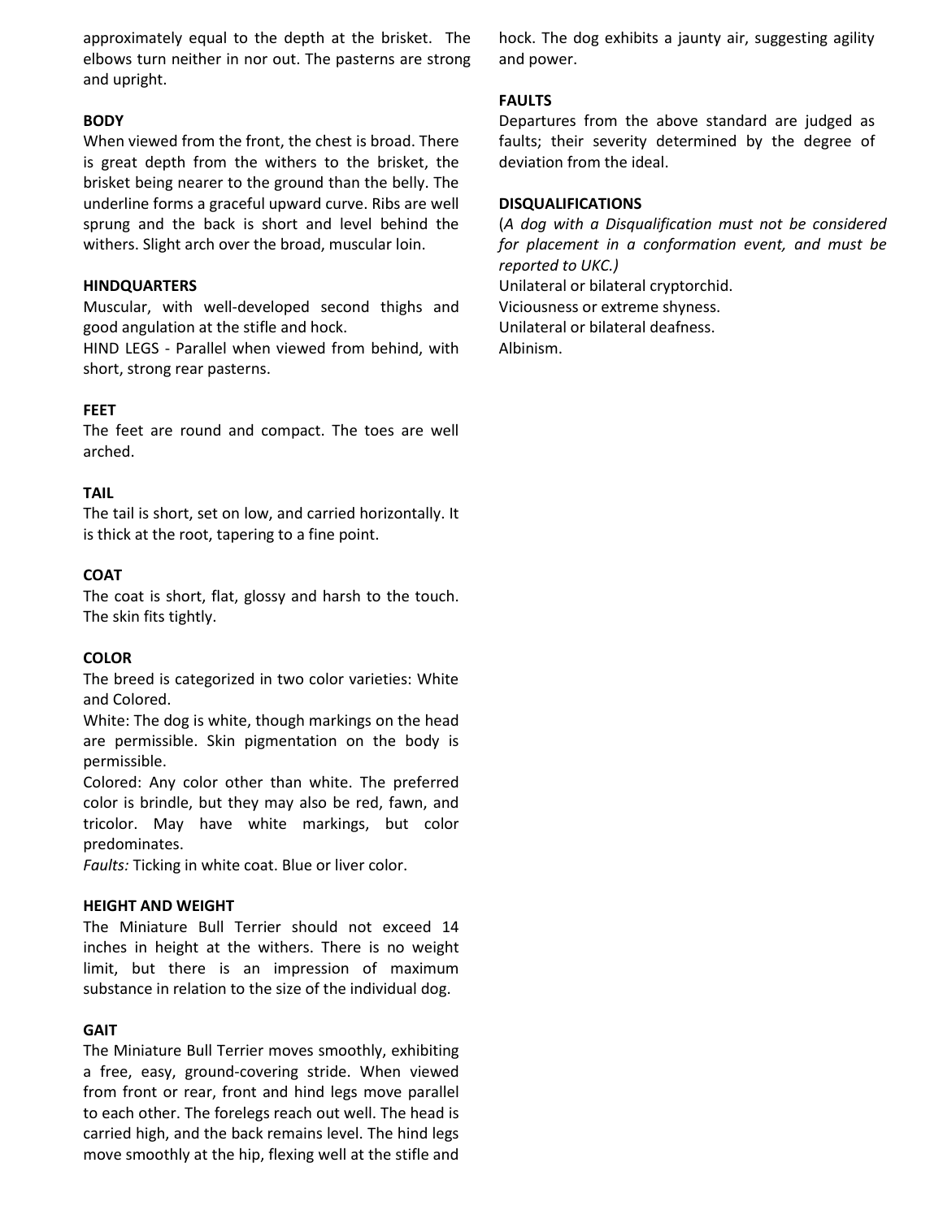approximately equal to the depth at the brisket. The elbows turn neither in nor out. The pasterns are strong and upright.

**BODY**

When viewed from the front, the chest is broad. There is great depth from the withers to the brisket, the brisket being nearer to the ground than the belly. The underline forms a graceful upward curve. Ribs are well sprung and the back is short and level behind the withers. Slight arch over the broad, muscular loin.

**HINDQUARTERS**

Muscular, with well-developed second thighs and good angulation at the stifle and hock.

HIND LEGS - Parallel when viewed from behind, with short, strong rear pasterns.

**FEET**

The feet are round and compact. The toes are well arched.

**TAIL**

The tail is short, set on low, and carried horizontally. It is thick at the root, tapering to a fine point.

**COAT**

The coat is short, flat, glossy and harsh to the touch. The skin fits tightly.

**COLOR**

The breed is categorized in two color varieties: White and Colored.

White: The dog is white, though markings on the head are permissible. Skin pigmentation on the body is permissible.

Colored: Any color other than white. The preferred color is brindle, but they may also be red, fawn, and tricolor. May have white markings, but color predominates.

*Faults:* Ticking in white coat. Blue or liver color.

**HEIGHT AND WEIGHT**

The Miniature Bull Terrier should not exceed 14 inches in height at the withers. There is no weight limit, but there is an impression of maximum substance in relation to the size of the individual dog.

**GAIT**

The Miniature Bull Terrier moves smoothly, exhibiting a free, easy, ground-covering stride. When viewed from front or rear, front and hind legs move parallel to each other. The forelegs reach out well. The head is carried high, and the back remains level. The hind legs move smoothly at the hip, flexing well at the stifle and hock. The dog exhibits a jaunty air, suggesting agility and power.

**FAULTS**

Departures from the above standard are judged as faults; their severity determined by the degree of deviation from the ideal.

**DISQUALIFICATIONS**

(*A dog with a Disqualification must not be considered for placement in a conformation event, and must be reported to UKC.)*

Unilateral or bilateral cryptorchid.
Viciousness or extreme shyness.
Unilateral or bilateral deafness.
Albinism.